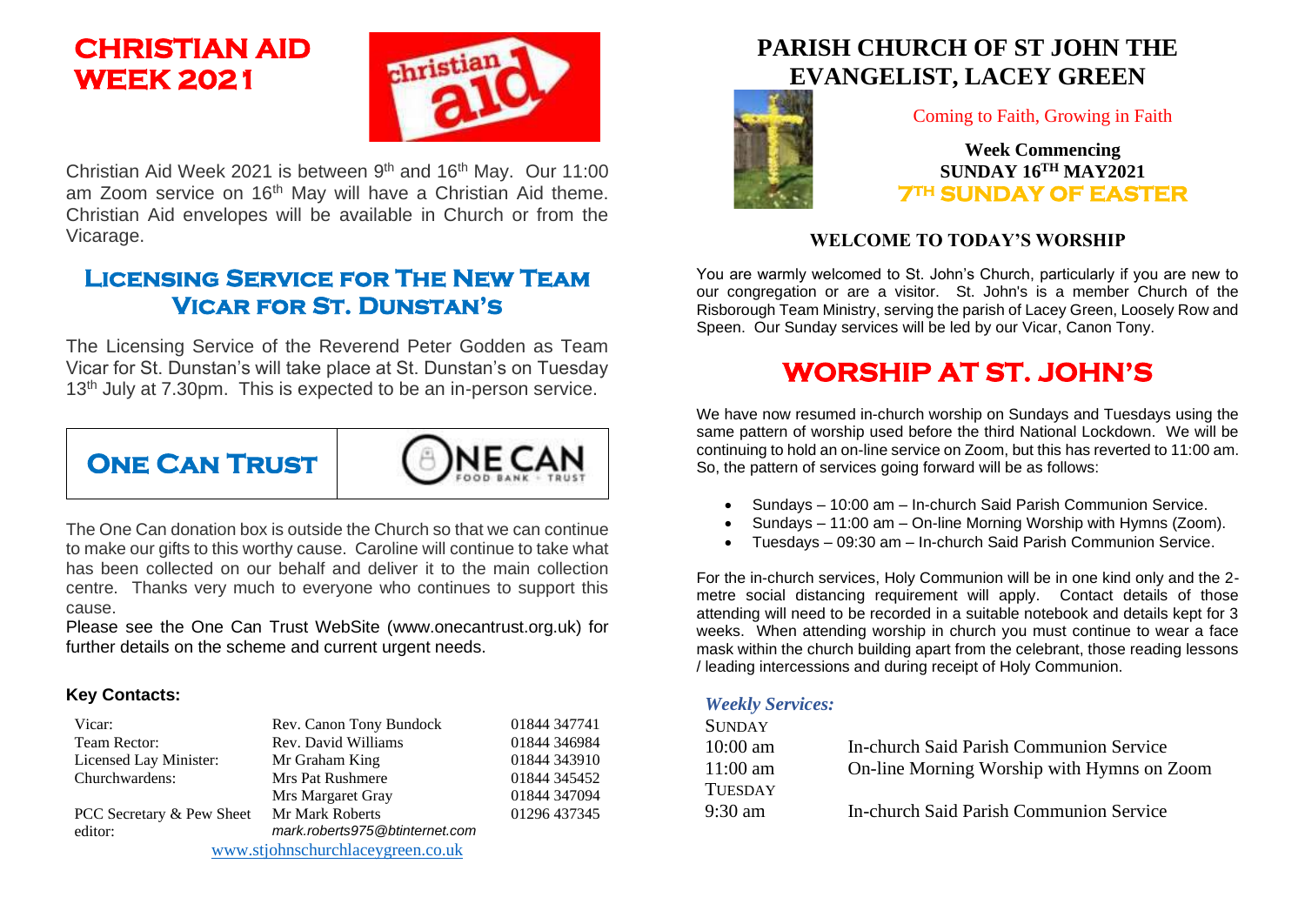# CHRISTIAN AID WEEK 2021

Christian Aid Week 2021 is between 9th and 16th May. Our 11:00 am Zoom service on 16th May will have a Christian Aid theme. Christian Aid envelopes will be available in Church or from the Vicarage.

## Licensing Service for The New Team Vicar for St. Dunstan's

The Licensing Service of the Reverend Peter Godden as Team Vicar for St. Dunstan's will take place at St. Dunstan's on Tuesday 13th July at 7.30pm. This is expected to be an in-person service.

## One Can Trust

The One Can donation box is outside the Church so that we can continue to make our gifts to this worthy cause. Caroline will continue to take what has been collected on our behalf and deliver it to the main collection centre. Thanks very much to everyone who continues to support this cause.

Please see the One Can Trust WebSite (www.onecantrust.org.uk) for further details on the scheme and current urgent needs.

### Key Contacts:

| | | |
|---|---|---|
| Vicar: | Rev. Canon Tony Bundock | 01844 347741 |
| Team Rector: | Rev. David Williams | 01844 346984 |
| Licensed Lay Minister: | Mr Graham King | 01844 343910 |
| Churchwardens: | Mrs Pat Rushmere | 01844 345452 |
| | Mrs Margaret Gray | 01844 347094 |
| PCC Secretary & Pew Sheet editor: | Mr Mark Roberts *mark.roberts975@btinternet.com* | 01296 437345 |

www.stjohnschurchlaceygreen.co.uk

# PARISH CHURCH OF ST JOHN THE EVANGELIST, LACEY GREEN

Coming to Faith, Growing in Faith

**Week Commencing**
**SUNDAY 16TH MAY2021**
**7TH SUNDAY OF EASTER**

### WELCOME TO TODAY'S WORSHIP

You are warmly welcomed to St. John's Church, particularly if you are new to our congregation or are a visitor. St. John's is a member Church of the Risborough Team Ministry, serving the parish of Lacey Green, Loosely Row and Speen. Our Sunday services will be led by our Vicar, Canon Tony.

## WORSHIP AT ST. JOHN'S

We have now resumed in-church worship on Sundays and Tuesdays using the same pattern of worship used before the third National Lockdown. We will be continuing to hold an on-line service on Zoom, but this has reverted to 11:00 am. So, the pattern of services going forward will be as follows:

- Sundays – 10:00 am – In-church Said Parish Communion Service.
- Sundays – 11:00 am – On-line Morning Worship with Hymns (Zoom).
- Tuesdays – 09:30 am – In-church Said Parish Communion Service.

For the in-church services, Holy Communion will be in one kind only and the 2-metre social distancing requirement will apply. Contact details of those attending will need to be recorded in a suitable notebook and details kept for 3 weeks. When attending worship in church you must continue to wear a face mask within the church building apart from the celebrant, those reading lessons / leading intercessions and during receipt of Holy Communion.

*Weekly Services:*

SUNDAY
10:00 am — In-church Said Parish Communion Service
11:00 am — On-line Morning Worship with Hymns on Zoom

TUESDAY
9:30 am — In-church Said Parish Communion Service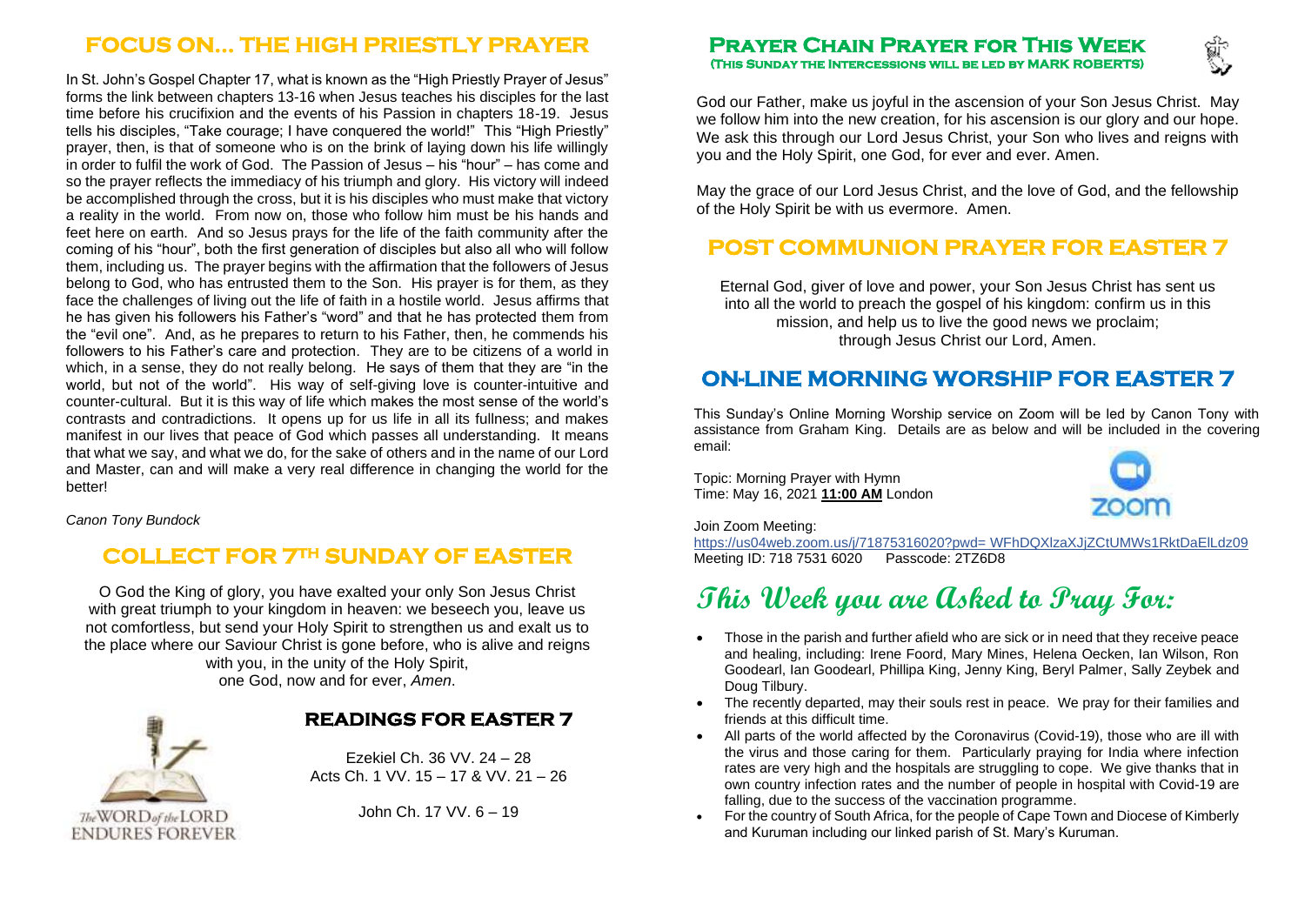## FOCUS ON... THE HIGH PRIESTLY PRAYER

In St. John's Gospel Chapter 17, what is known as the "High Priestly Prayer of Jesus" forms the link between chapters 13-16 when Jesus teaches his disciples for the last time before his crucifixion and the events of his Passion in chapters 18-19. Jesus tells his disciples, "Take courage; I have conquered the world!" This "High Priestly" prayer, then, is that of someone who is on the brink of laying down his life willingly in order to fulfil the work of God. The Passion of Jesus – his "hour" – has come and so the prayer reflects the immediacy of his triumph and glory. His victory will indeed be accomplished through the cross, but it is his disciples who must make that victory a reality in the world. From now on, those who follow him must be his hands and feet here on earth. And so Jesus prays for the life of the faith community after the coming of his "hour", both the first generation of disciples but also all who will follow them, including us. The prayer begins with the affirmation that the followers of Jesus belong to God, who has entrusted them to the Son. His prayer is for them, as they face the challenges of living out the life of faith in a hostile world. Jesus affirms that he has given his followers his Father's "word" and that he has protected them from the "evil one". And, as he prepares to return to his Father, then, he commends his followers to his Father's care and protection. They are to be citizens of a world in which, in a sense, they do not really belong. He says of them that they are "in the world, but not of the world". His way of self-giving love is counter-intuitive and counter-cultural. But it is this way of life which makes the most sense of the world's contrasts and contradictions. It opens up for us life in all its fullness; and makes manifest in our lives that peace of God which passes all understanding. It means that what we say, and what we do, for the sake of others and in the name of our Lord and Master, can and will make a very real difference in changing the world for the better!

*Canon Tony Bundock*

## COLLECT FOR 7TH SUNDAY OF EASTER

O God the King of glory, you have exalted your only Son Jesus Christ with great triumph to your kingdom in heaven: we beseech you, leave us not comfortless, but send your Holy Spirit to strengthen us and exalt us to the place where our Saviour Christ is gone before, who is alive and reigns with you, in the unity of the Holy Spirit, one God, now and for ever, *Amen*.

The WORD of the LORD ENDURES FOREVER

### READINGS FOR EASTER 7

Ezekiel Ch. 36 VV. 24 – 28
Acts Ch. 1 VV. 15 – 17 & VV. 21 – 26

John Ch. 17 VV. 6 – 19

### PRAYER CHAIN PRAYER FOR THIS WEEK
**(THIS SUNDAY THE INTERCESSIONS WILL BE LED BY MARK ROBERTS)**

God our Father, make us joyful in the ascension of your Son Jesus Christ. May we follow him into the new creation, for his ascension is our glory and our hope. We ask this through our Lord Jesus Christ, your Son who lives and reigns with you and the Holy Spirit, one God, for ever and ever. Amen.

May the grace of our Lord Jesus Christ, and the love of God, and the fellowship of the Holy Spirit be with us evermore. Amen.

## POST COMMUNION PRAYER FOR EASTER 7

Eternal God, giver of love and power, your Son Jesus Christ has sent us into all the world to preach the gospel of his kingdom: confirm us in this mission, and help us to live the good news we proclaim; through Jesus Christ our Lord, Amen.

## ON-LINE MORNING WORSHIP FOR EASTER 7

This Sunday's Online Morning Worship service on Zoom will be led by Canon Tony with assistance from Graham King. Details are as below and will be included in the covering email:

Topic: Morning Prayer with Hymn
Time: May 16, 2021 **11:00 AM** London

zoom

Join Zoom Meeting:
https://us04web.zoom.us/j/71875316020?pwd= WFhDQXlzaXJjZCtUMWs1RktDaElLdz09
Meeting ID: 718 7531 6020 Passcode: 2TZ6D8

# This Week you are Asked to Pray For:

- Those in the parish and further afield who are sick or in need that they receive peace and healing, including: Irene Foord, Mary Mines, Helena Oecken, Ian Wilson, Ron Goodearl, Ian Goodearl, Phillipa King, Jenny King, Beryl Palmer, Sally Zeybek and Doug Tilbury.
- The recently departed, may their souls rest in peace. We pray for their families and friends at this difficult time.
- All parts of the world affected by the Coronavirus (Covid-19), those who are ill with the virus and those caring for them. Particularly praying for India where infection rates are very high and the hospitals are struggling to cope. We give thanks that in own country infection rates and the number of people in hospital with Covid-19 are falling, due to the success of the vaccination programme.
- For the country of South Africa, for the people of Cape Town and Diocese of Kimberly and Kuruman including our linked parish of St. Mary's Kuruman.